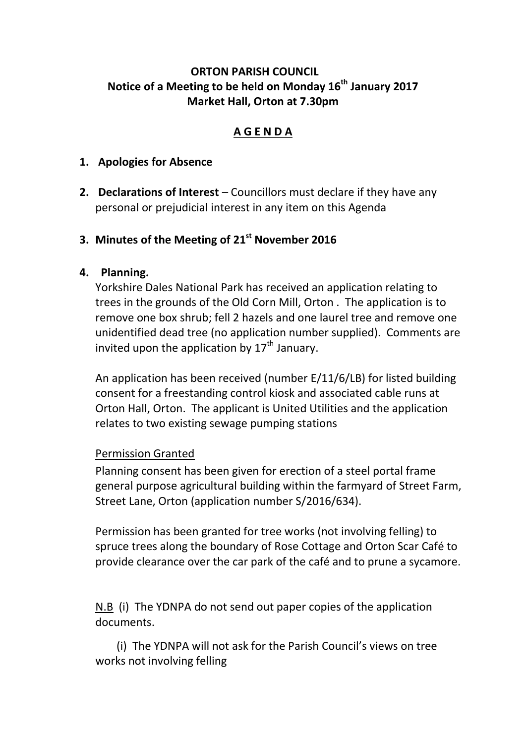# ORTON PARISH COUNCIL

## Notice of a Meeting to be held on Monday 16th January 2017

## Market Hall, Orton at 7.30pm

## A G E N D A

1. **Apologies for Absence**

2. **Declarations of Interest** – Councillors must declare if they have any personal or prejudicial interest in any item on this Agenda

3. **Minutes of the Meeting of 21st November 2016**

4. **Planning.**

   Yorkshire Dales National Park has received an application relating to trees in the grounds of the Old Corn Mill, Orton . The application is to remove one box shrub; fell 2 hazels and one laurel tree and remove one unidentified dead tree (no application number supplied). Comments are invited upon the application by 17th January.

   An application has been received (number E/11/6/LB) for listed building consent for a freestanding control kiosk and associated cable runs at Orton Hall, Orton. The applicant is United Utilities and the application relates to two existing sewage pumping stations

   Permission Granted

   Planning consent has been given for erection of a steel portal frame general purpose agricultural building within the farmyard of Street Farm, Street Lane, Orton (application number S/2016/634).

   Permission has been granted for tree works (not involving felling) to spruce trees along the boundary of Rose Cottage and Orton Scar Café to provide clearance over the car park of the café and to prune a sycamore.

   N.B (i) The YDNPA do not send out paper copies of the application documents.

   (i) The YDNPA will not ask for the Parish Council's views on tree works not involving felling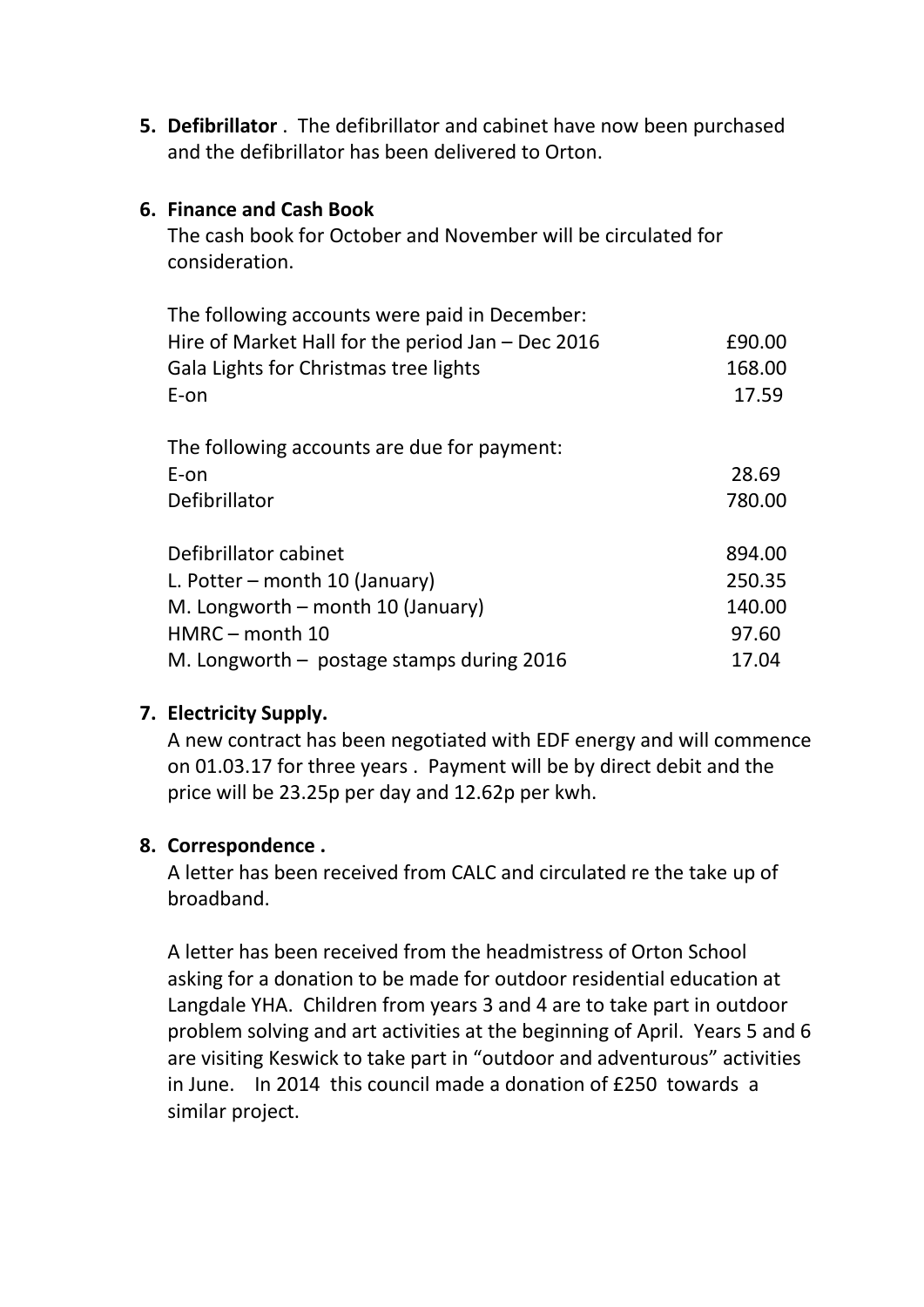5. **Defibrillator** . The defibrillator and cabinet have now been purchased and the defibrillator has been delivered to Orton.

6. **Finance and Cash Book**

   The cash book for October and November will be circulated for consideration.

   The following accounts were paid in December:

   | | |
   |---|---|
   | Hire of Market Hall for the period Jan – Dec 2016 | £90.00 |
   | Gala Lights for Christmas tree lights | 168.00 |
   | E-on | 17.59 |

   The following accounts are due for payment:

   | | |
   |---|---|
   | E-on | 28.69 |
   | Defibrillator | 780.00 |
   | Defibrillator cabinet | 894.00 |
   | L. Potter – month 10 (January) | 250.35 |
   | M. Longworth – month 10 (January) | 140.00 |
   | HMRC – month 10 | 97.60 |
   | M. Longworth – postage stamps during 2016 | 17.04 |

7. **Electricity Supply.**

   A new contract has been negotiated with EDF energy and will commence on 01.03.17 for three years . Payment will be by direct debit and the price will be 23.25p per day and 12.62p per kwh.

8. **Correspondence .**

   A letter has been received from CALC and circulated re the take up of broadband.

   A letter has been received from the headmistress of Orton School asking for a donation to be made for outdoor residential education at Langdale YHA. Children from years 3 and 4 are to take part in outdoor problem solving and art activities at the beginning of April. Years 5 and 6 are visiting Keswick to take part in "outdoor and adventurous" activities in June. In 2014 this council made a donation of £250 towards a similar project.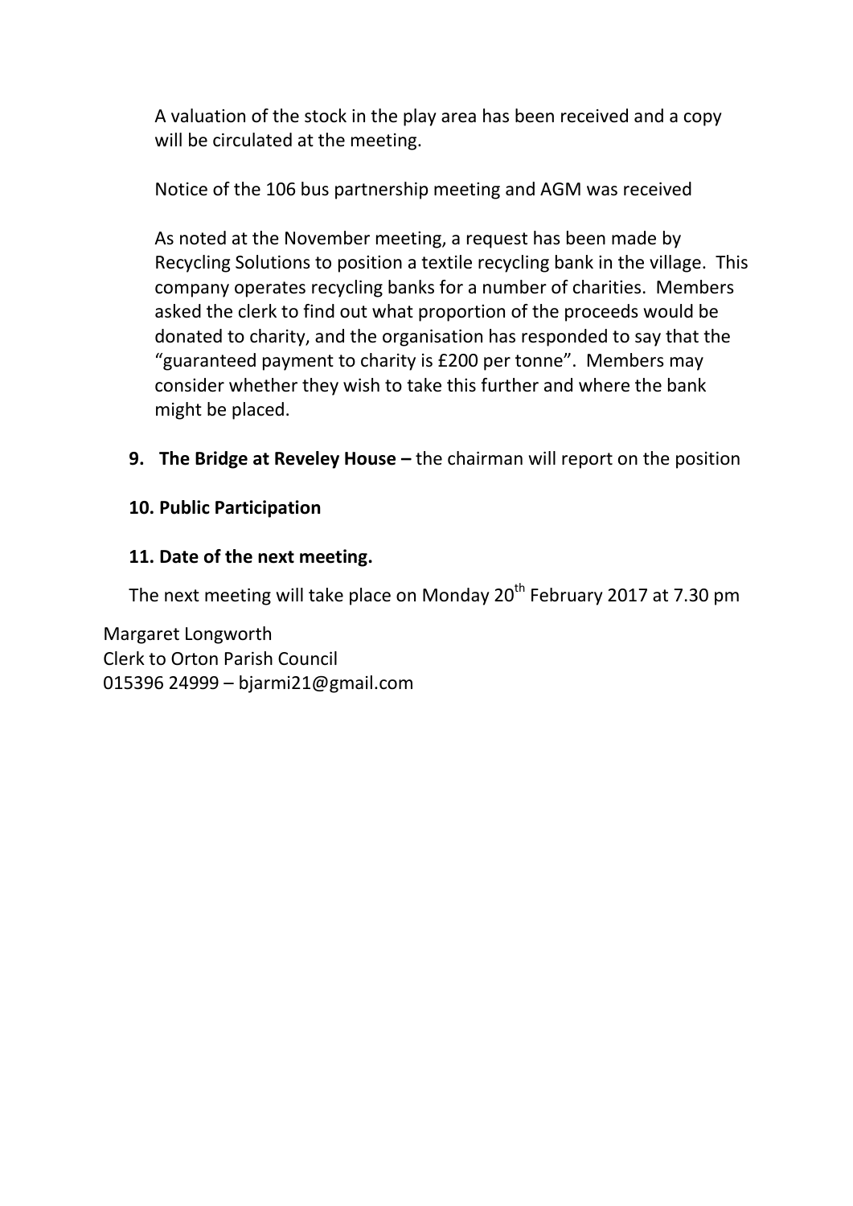A valuation of the stock in the play area has been received and a copy will be circulated at the meeting.

Notice of the 106 bus partnership meeting and AGM was received

As noted at the November meeting, a request has been made by Recycling Solutions to position a textile recycling bank in the village. This company operates recycling banks for a number of charities. Members asked the clerk to find out what proportion of the proceeds would be donated to charity, and the organisation has responded to say that the "guaranteed payment to charity is £200 per tonne". Members may consider whether they wish to take this further and where the bank might be placed.

**9. The Bridge at Reveley House –** the chairman will report on the position

**10. Public Participation**

**11. Date of the next meeting.**

The next meeting will take place on Monday 20th February 2017 at 7.30 pm

Margaret Longworth
Clerk to Orton Parish Council
015396 24999 – bjarmi21@gmail.com